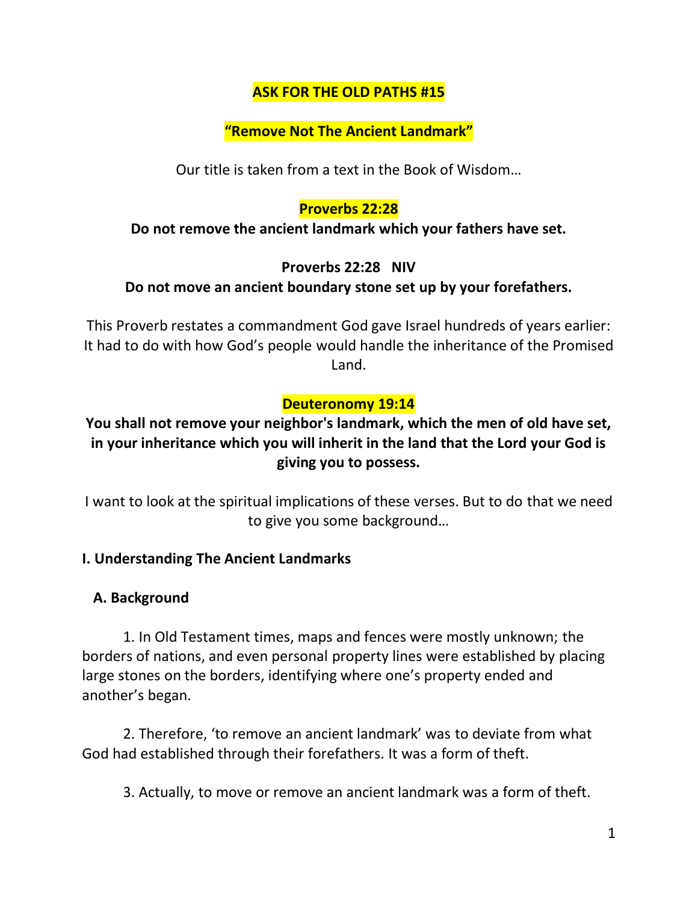# ASK FOR THE OLD PATHS #15

## "Remove Not The Ancient Landmark"

Our title is taken from a text in the Book of Wisdom…

**Proverbs 22:28**
**Do not remove the ancient landmark which your fathers have set.**

**Proverbs 22:28 NIV**
**Do not move an ancient boundary stone set up by your forefathers.**

This Proverb restates a commandment God gave Israel hundreds of years earlier: It had to do with how God's people would handle the inheritance of the Promised Land.

**Deuteronomy 19:14**
**You shall not remove your neighbor's landmark, which the men of old have set, in your inheritance which you will inherit in the land that the Lord your God is giving you to possess.**

I want to look at the spiritual implications of these verses. But to do that we need to give you some background…

### I. Understanding The Ancient Landmarks

#### A. Background

1. In Old Testament times, maps and fences were mostly unknown; the borders of nations, and even personal property lines were established by placing large stones on the borders, identifying where one's property ended and another's began.

2. Therefore, 'to remove an ancient landmark' was to deviate from what God had established through their forefathers. It was a form of theft.

3. Actually, to move or remove an ancient landmark was a form of theft.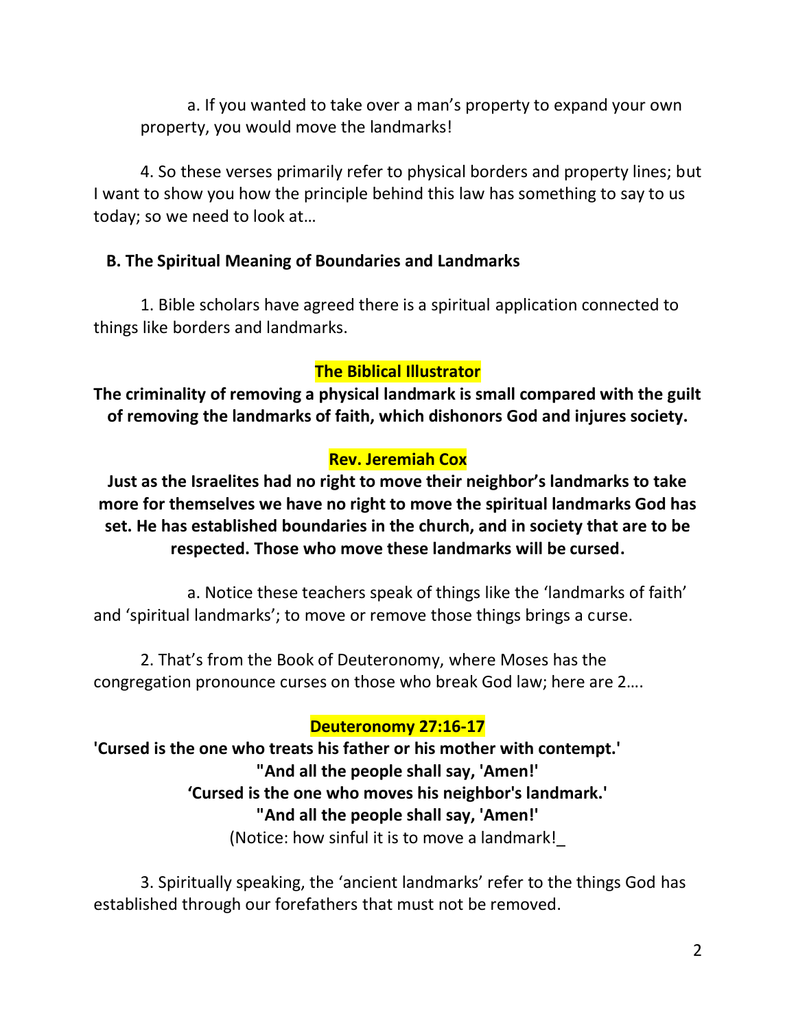a. If you wanted to take over a man's property to expand your own property, you would move the landmarks!

4. So these verses primarily refer to physical borders and property lines; but I want to show you how the principle behind this law has something to say to us today; so we need to look at…

**B. The Spiritual Meaning of Boundaries and Landmarks**

1. Bible scholars have agreed there is a spiritual application connected to things like borders and landmarks.

**The Biblical Illustrator**

**The criminality of removing a physical landmark is small compared with the guilt of removing the landmarks of faith, which dishonors God and injures society.**

**Rev. Jeremiah Cox**

**Just as the Israelites had no right to move their neighbor's landmarks to take more for themselves we have no right to move the spiritual landmarks God has set. He has established boundaries in the church, and in society that are to be respected. Those who move these landmarks will be cursed.**

a. Notice these teachers speak of things like the 'landmarks of faith' and 'spiritual landmarks'; to move or remove those things brings a curse.

2. That's from the Book of Deuteronomy, where Moses has the congregation pronounce curses on those who break God law; here are 2….

**Deuteronomy 27:16-17**

**'Cursed is the one who treats his father or his mother with contempt.'**
**"And all the people shall say, 'Amen!'**
**'Cursed is the one who moves his neighbor's landmark.'**
**"And all the people shall say, 'Amen!'**
(Notice: how sinful it is to move a landmark!_

3. Spiritually speaking, the 'ancient landmarks' refer to the things God has established through our forefathers that must not be removed.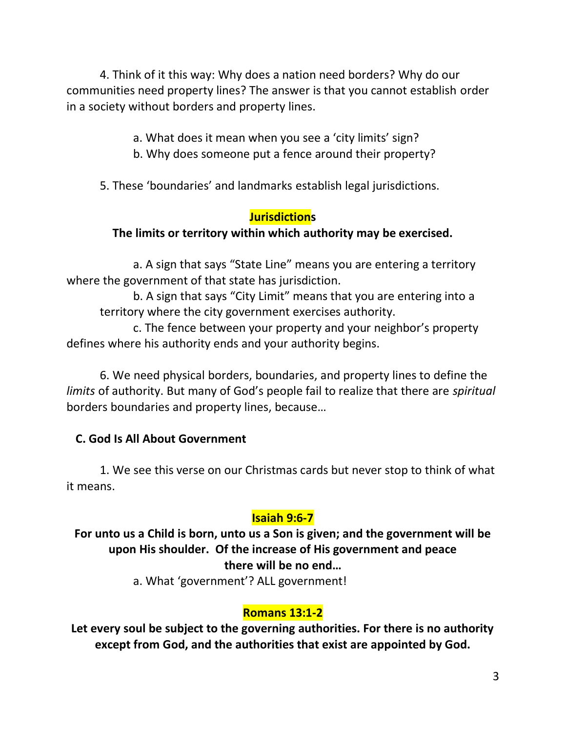4. Think of it this way: Why does a nation need borders? Why do our communities need property lines? The answer is that you cannot establish order in a society without borders and property lines.

a. What does it mean when you see a 'city limits' sign?
b. Why does someone put a fence around their property?

5. These 'boundaries' and landmarks establish legal jurisdictions.

**Jurisdictions**

**The limits or territory within which authority may be exercised.**

a. A sign that says "State Line" means you are entering a territory where the government of that state has jurisdiction.

b. A sign that says "City Limit" means that you are entering into a territory where the city government exercises authority.

c. The fence between your property and your neighbor's property defines where his authority ends and your authority begins.

6. We need physical borders, boundaries, and property lines to define the *limits* of authority. But many of God's people fail to realize that there are *spiritual* borders boundaries and property lines, because…

### C. God Is All About Government

1. We see this verse on our Christmas cards but never stop to think of what it means.

**Isaiah 9:6-7**

**For unto us a Child is born, unto us a Son is given; and the government will be upon His shoulder. Of the increase of His government and peace there will be no end…**

a. What 'government'? ALL government!

**Romans 13:1-2**

**Let every soul be subject to the governing authorities. For there is no authority except from God, and the authorities that exist are appointed by God.**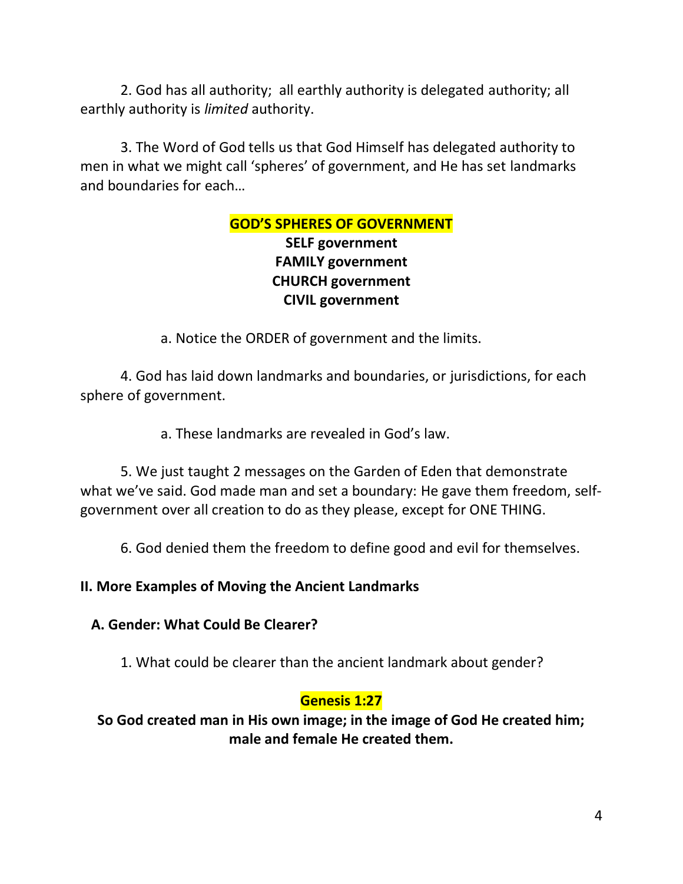2. God has all authority; all earthly authority is delegated authority; all earthly authority is *limited* authority.

3. The Word of God tells us that God Himself has delegated authority to men in what we might call 'spheres' of government, and He has set landmarks and boundaries for each…

**GOD'S SPHERES OF GOVERNMENT**

**SELF government**
**FAMILY government**
**CHURCH government**
**CIVIL government**

a. Notice the ORDER of government and the limits.

4. God has laid down landmarks and boundaries, or jurisdictions, for each sphere of government.

a. These landmarks are revealed in God's law.

5. We just taught 2 messages on the Garden of Eden that demonstrate what we've said. God made man and set a boundary: He gave them freedom, self-government over all creation to do as they please, except for ONE THING.

6. God denied them the freedom to define good and evil for themselves.

## II. More Examples of Moving the Ancient Landmarks

### A. Gender: What Could Be Clearer?

1. What could be clearer than the ancient landmark about gender?

**Genesis 1:27**

**So God created man in His own image; in the image of God He created him; male and female He created them.**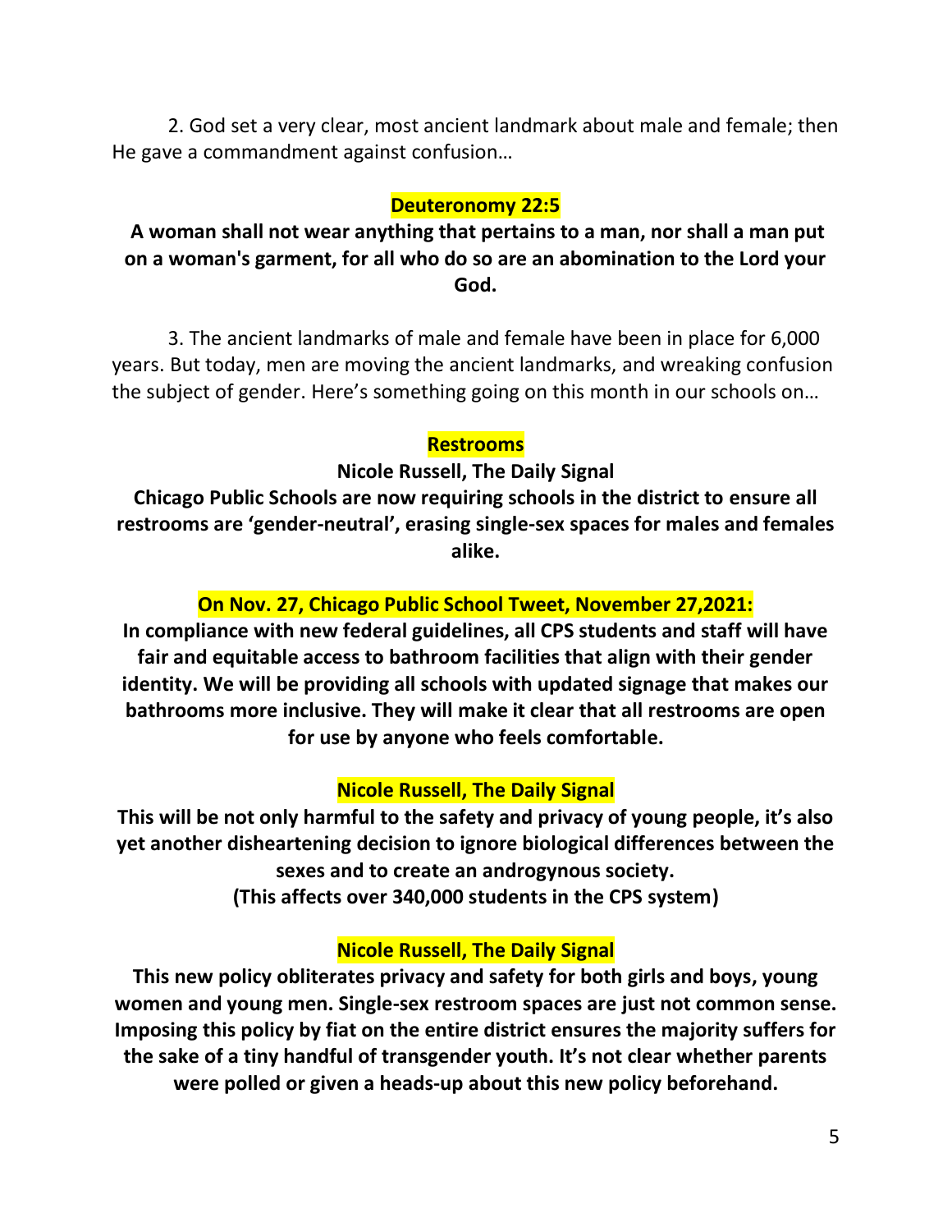2. God set a very clear, most ancient landmark about male and female; then He gave a commandment against confusion…

**Deuteronomy 22:5**

**A woman shall not wear anything that pertains to a man, nor shall a man put on a woman's garment, for all who do so are an abomination to the Lord your God.**

3. The ancient landmarks of male and female have been in place for 6,000 years. But today, men are moving the ancient landmarks, and wreaking confusion the subject of gender. Here's something going on this month in our schools on…

**Restrooms**

**Nicole Russell, The Daily Signal**

**Chicago Public Schools are now requiring schools in the district to ensure all restrooms are 'gender-neutral', erasing single-sex spaces for males and females alike.**

**On Nov. 27, Chicago Public School Tweet, November 27,2021:**

**In compliance with new federal guidelines, all CPS students and staff will have fair and equitable access to bathroom facilities that align with their gender identity. We will be providing all schools with updated signage that makes our bathrooms more inclusive. They will make it clear that all restrooms are open for use by anyone who feels comfortable.**

**Nicole Russell, The Daily Signal**

**This will be not only harmful to the safety and privacy of young people, it's also yet another disheartening decision to ignore biological differences between the sexes and to create an androgynous society.**

**(This affects over 340,000 students in the CPS system)**

**Nicole Russell, The Daily Signal**

**This new policy obliterates privacy and safety for both girls and boys, young women and young men. Single-sex restroom spaces are just not common sense. Imposing this policy by fiat on the entire district ensures the majority suffers for the sake of a tiny handful of transgender youth. It's not clear whether parents were polled or given a heads-up about this new policy beforehand.**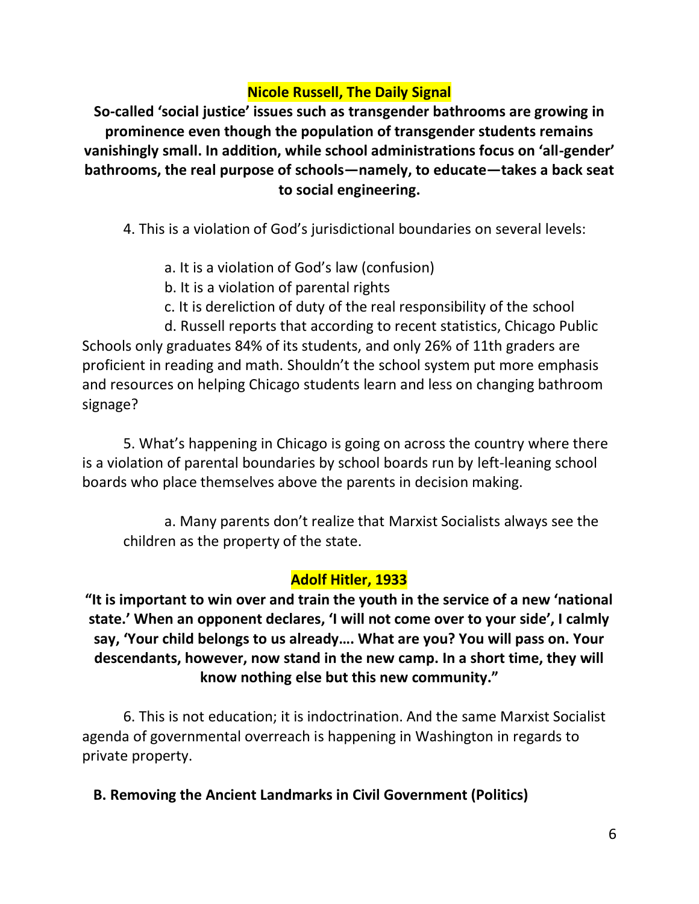**Nicole Russell, The Daily Signal**

**So-called 'social justice' issues such as transgender bathrooms are growing in prominence even though the population of transgender students remains vanishingly small. In addition, while school administrations focus on 'all-gender' bathrooms, the real purpose of schools—namely, to educate—takes a back seat to social engineering.**

4. This is a violation of God's jurisdictional boundaries on several levels:

   a. It is a violation of God's law (confusion)

   b. It is a violation of parental rights

   c. It is dereliction of duty of the real responsibility of the school

   d. Russell reports that according to recent statistics, Chicago Public Schools only graduates 84% of its students, and only 26% of 11th graders are proficient in reading and math. Shouldn't the school system put more emphasis and resources on helping Chicago students learn and less on changing bathroom signage?

5. What's happening in Chicago is going on across the country where there is a violation of parental boundaries by school boards run by left-leaning school boards who place themselves above the parents in decision making.

   a. Many parents don't realize that Marxist Socialists always see the children as the property of the state.

**Adolf Hitler, 1933**

**"It is important to win over and train the youth in the service of a new 'national state.' When an opponent declares, 'I will not come over to your side', I calmly say, 'Your child belongs to us already…. What are you? You will pass on. Your descendants, however, now stand in the new camp. In a short time, they will know nothing else but this new community."**

6. This is not education; it is indoctrination. And the same Marxist Socialist agenda of governmental overreach is happening in Washington in regards to private property.

### B. Removing the Ancient Landmarks in Civil Government (Politics)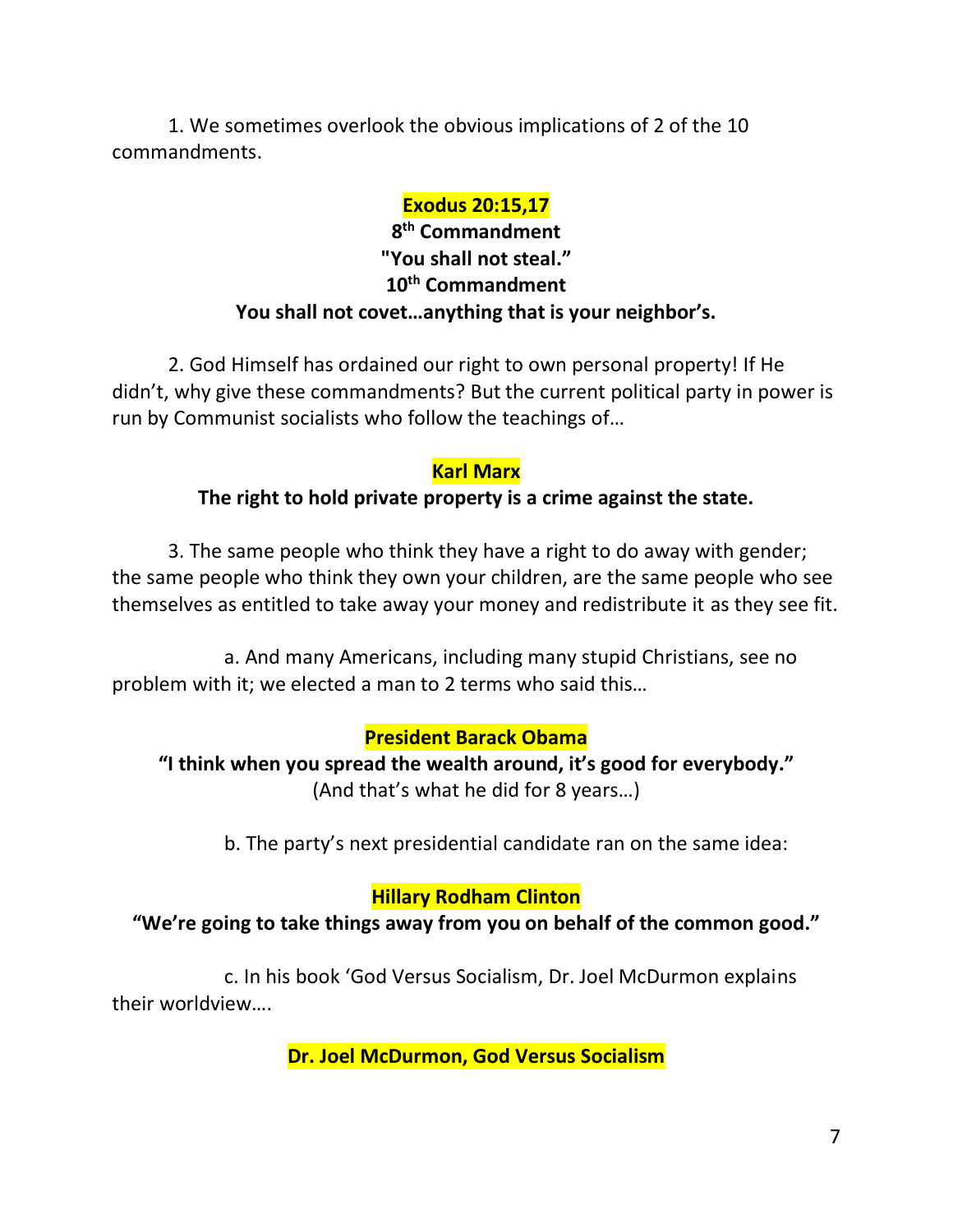1. We sometimes overlook the obvious implications of 2 of the 10 commandments.

**Exodus 20:15,17**

**8th Commandment**

**"You shall not steal."**

**10th Commandment**

**You shall not covet…anything that is your neighbor's.**

2. God Himself has ordained our right to own personal property! If He didn't, why give these commandments? But the current political party in power is run by Communist socialists who follow the teachings of…

**Karl Marx**

**The right to hold private property is a crime against the state.**

3. The same people who think they have a right to do away with gender; the same people who think they own your children, are the same people who see themselves as entitled to take away your money and redistribute it as they see fit.

a. And many Americans, including many stupid Christians, see no problem with it; we elected a man to 2 terms who said this…

**President Barack Obama**

**"I think when you spread the wealth around, it's good for everybody."**

(And that's what he did for 8 years…)

b. The party's next presidential candidate ran on the same idea:

**Hillary Rodham Clinton**

**"We're going to take things away from you on behalf of the common good."**

c. In his book 'God Versus Socialism, Dr. Joel McDurmon explains their worldview….

**Dr. Joel McDurmon, God Versus Socialism**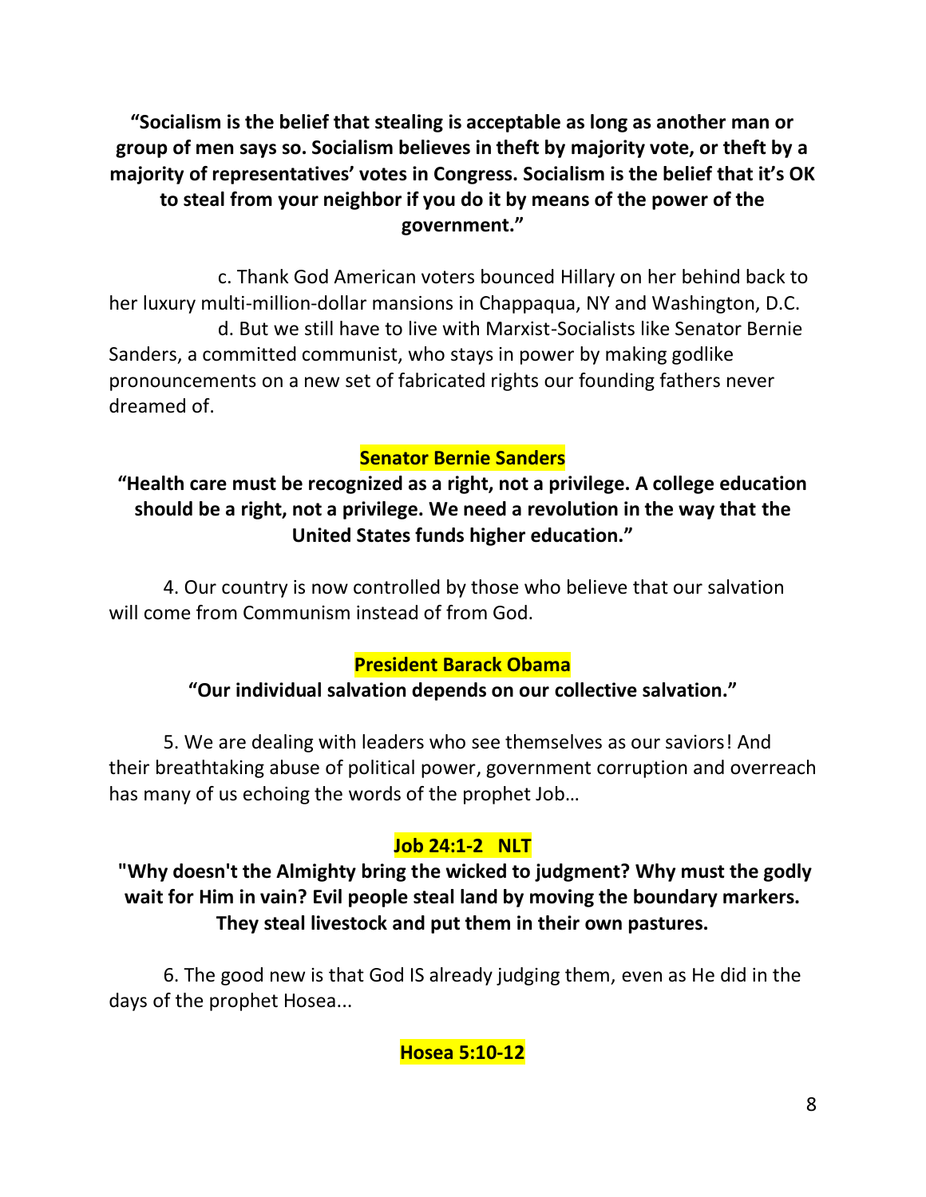**"Socialism is the belief that stealing is acceptable as long as another man or group of men says so. Socialism believes in theft by majority vote, or theft by a majority of representatives' votes in Congress. Socialism is the belief that it's OK to steal from your neighbor if you do it by means of the power of the government."**

c. Thank God American voters bounced Hillary on her behind back to her luxury multi-million-dollar mansions in Chappaqua, NY and Washington, D.C.

d. But we still have to live with Marxist-Socialists like Senator Bernie Sanders, a committed communist, who stays in power by making godlike pronouncements on a new set of fabricated rights our founding fathers never dreamed of.

**Senator Bernie Sanders**

**"Health care must be recognized as a right, not a privilege. A college education should be a right, not a privilege. We need a revolution in the way that the United States funds higher education."**

4. Our country is now controlled by those who believe that our salvation will come from Communism instead of from God.

**President Barack Obama**

**"Our individual salvation depends on our collective salvation."**

5. We are dealing with leaders who see themselves as our saviors! And their breathtaking abuse of political power, government corruption and overreach has many of us echoing the words of the prophet Job…

**Job 24:1-2 NLT**

**"Why doesn't the Almighty bring the wicked to judgment? Why must the godly wait for Him in vain? Evil people steal land by moving the boundary markers. They steal livestock and put them in their own pastures.**

6. The good new is that God IS already judging them, even as He did in the days of the prophet Hosea...

**Hosea 5:10-12**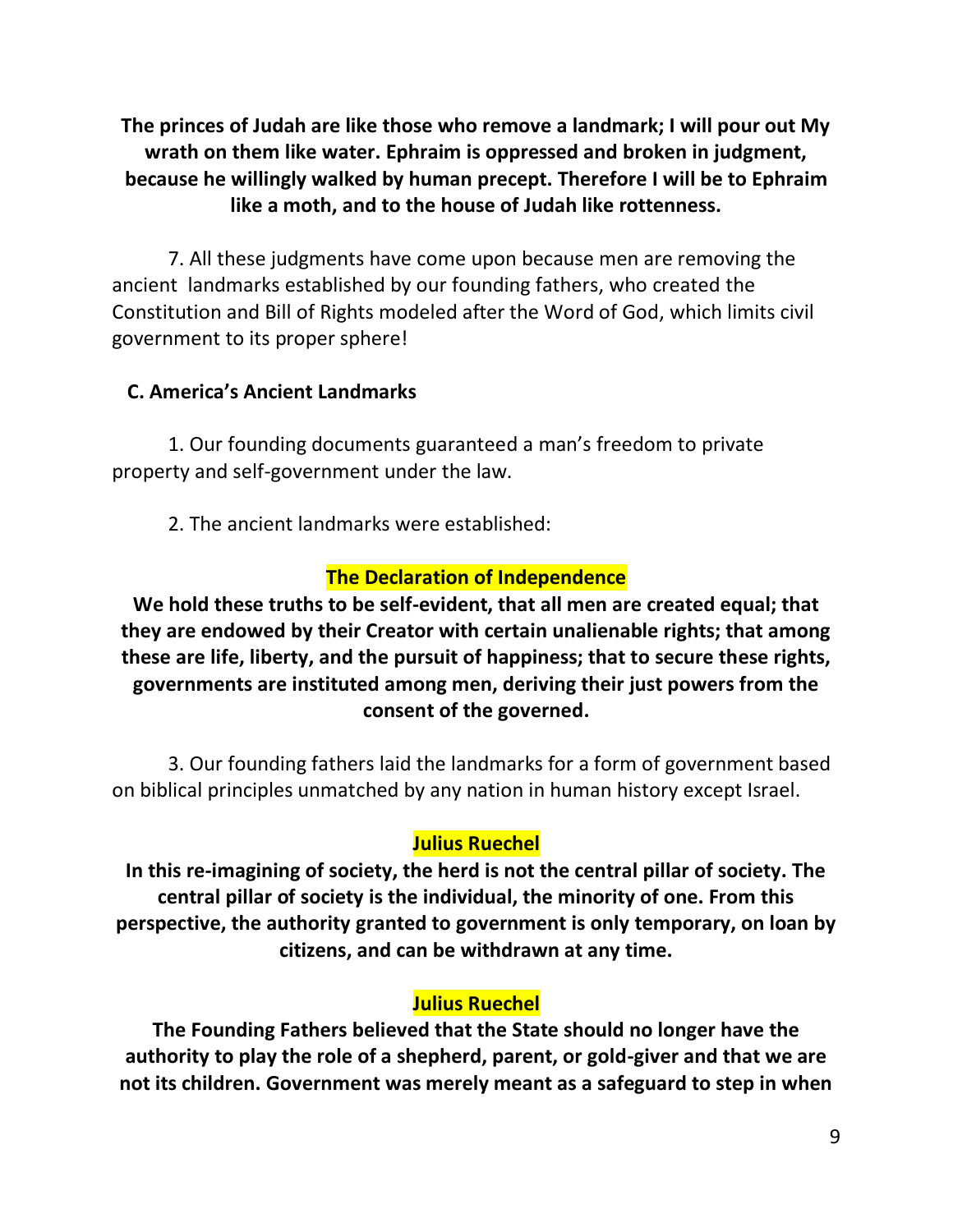**The princes of Judah are like those who remove a landmark; I will pour out My wrath on them like water. Ephraim is oppressed and broken in judgment, because he willingly walked by human precept. Therefore I will be to Ephraim like a moth, and to the house of Judah like rottenness.**

7. All these judgments have come upon because men are removing the ancient landmarks established by our founding fathers, who created the Constitution and Bill of Rights modeled after the Word of God, which limits civil government to its proper sphere!

### C. America's Ancient Landmarks

1. Our founding documents guaranteed a man's freedom to private property and self-government under the law.

2. The ancient landmarks were established:

**The Declaration of Independence**

**We hold these truths to be self-evident, that all men are created equal; that they are endowed by their Creator with certain unalienable rights; that among these are life, liberty, and the pursuit of happiness; that to secure these rights, governments are instituted among men, deriving their just powers from the consent of the governed.**

3. Our founding fathers laid the landmarks for a form of government based on biblical principles unmatched by any nation in human history except Israel.

**Julius Ruechel**

**In this re-imagining of society, the herd is not the central pillar of society. The central pillar of society is the individual, the minority of one. From this perspective, the authority granted to government is only temporary, on loan by citizens, and can be withdrawn at any time.**

**Julius Ruechel**

**The Founding Fathers believed that the State should no longer have the authority to play the role of a shepherd, parent, or gold-giver and that we are not its children. Government was merely meant as a safeguard to step in when**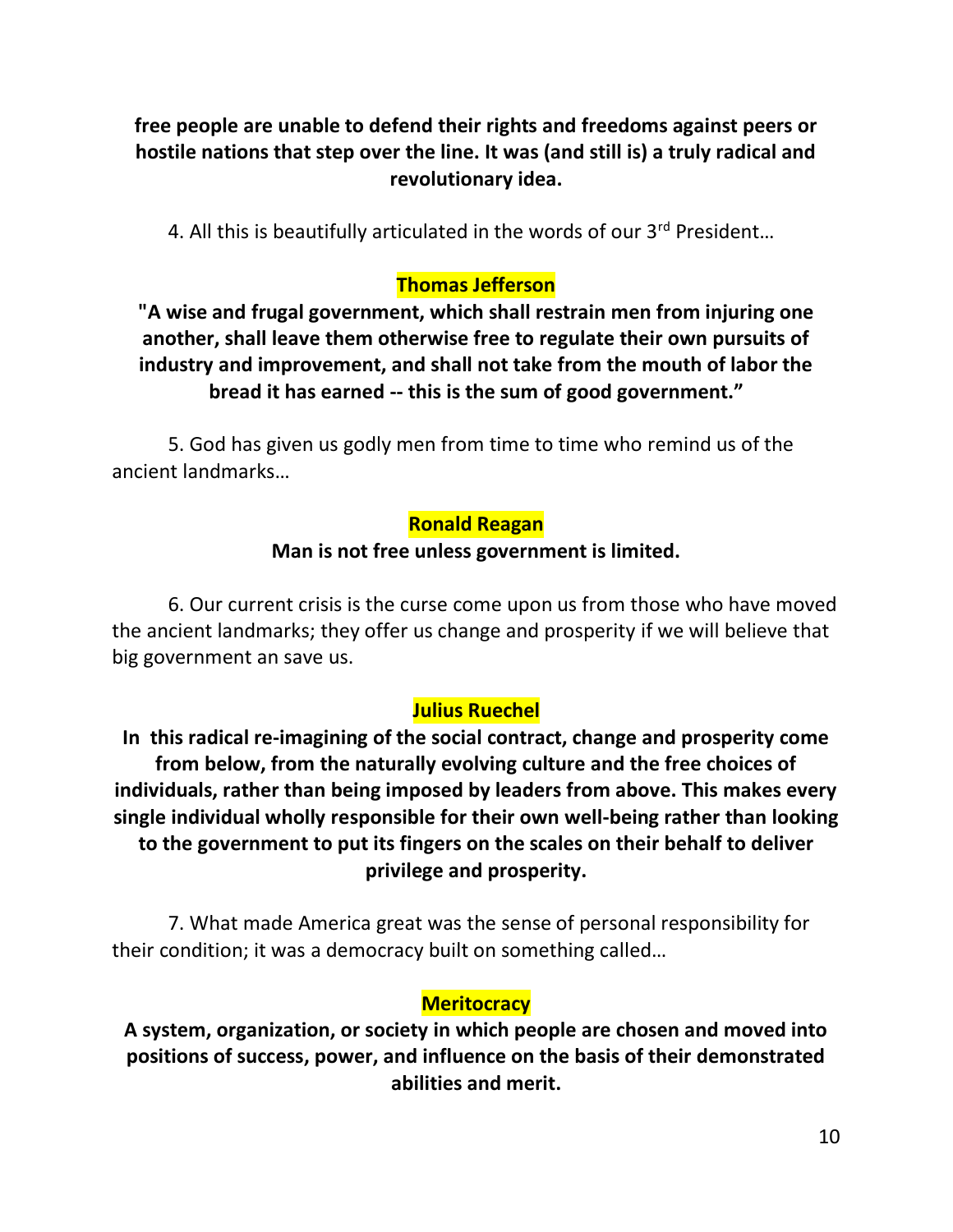**free people are unable to defend their rights and freedoms against peers or hostile nations that step over the line. It was (and still is) a truly radical and revolutionary idea.**

4. All this is beautifully articulated in the words of our 3rd President…

**Thomas Jefferson**

**"A wise and frugal government, which shall restrain men from injuring one another, shall leave them otherwise free to regulate their own pursuits of industry and improvement, and shall not take from the mouth of labor the bread it has earned -- this is the sum of good government."**

5. God has given us godly men from time to time who remind us of the ancient landmarks…

**Ronald Reagan**

**Man is not free unless government is limited.**

6. Our current crisis is the curse come upon us from those who have moved the ancient landmarks; they offer us change and prosperity if we will believe that big government an save us.

**Julius Ruechel**

**In this radical re-imagining of the social contract, change and prosperity come from below, from the naturally evolving culture and the free choices of individuals, rather than being imposed by leaders from above. This makes every single individual wholly responsible for their own well-being rather than looking to the government to put its fingers on the scales on their behalf to deliver privilege and prosperity.**

7. What made America great was the sense of personal responsibility for their condition; it was a democracy built on something called…

**Meritocracy**

**A system, organization, or society in which people are chosen and moved into positions of success, power, and influence on the basis of their demonstrated abilities and merit.**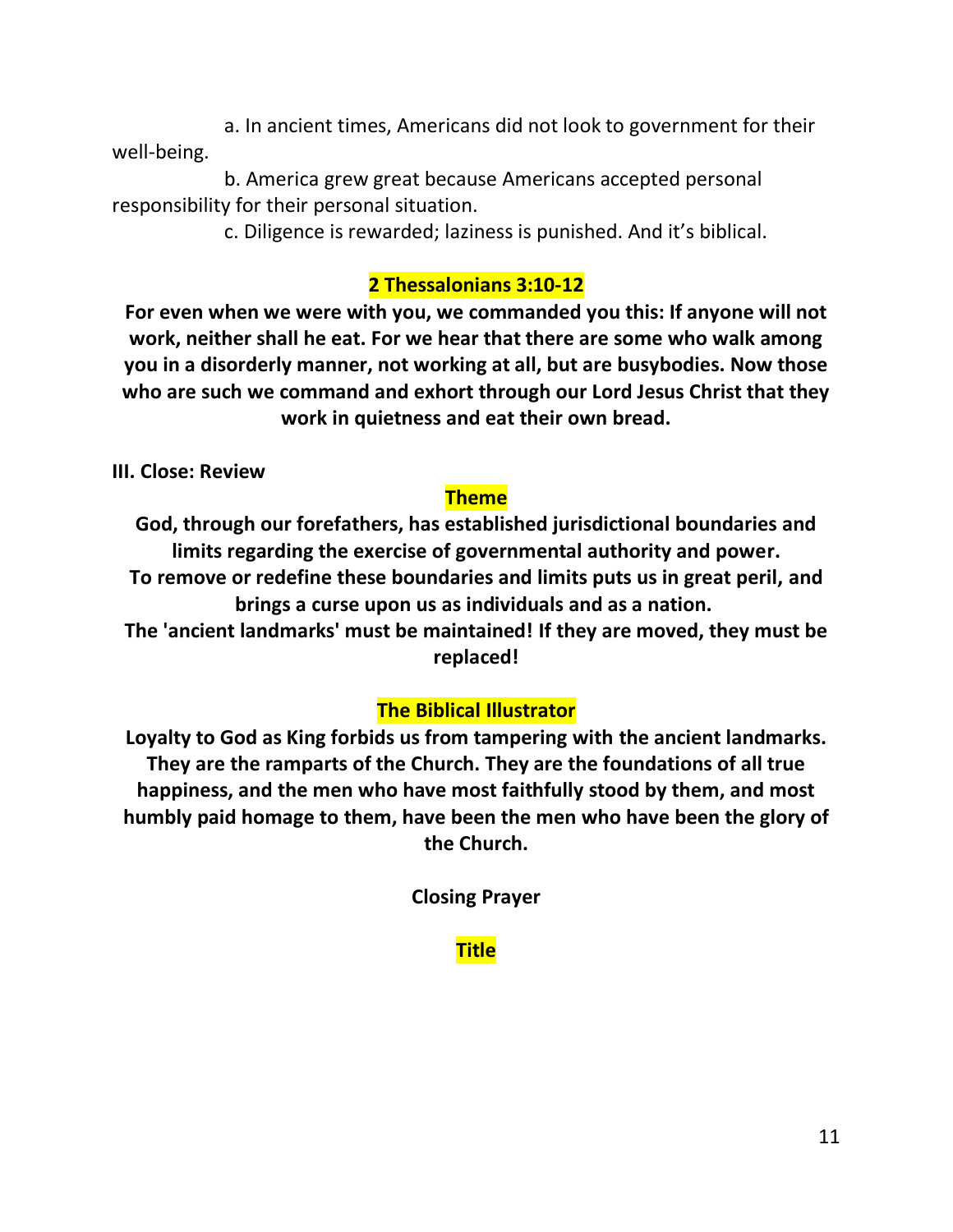a. In ancient times, Americans did not look to government for their well-being.

b. America grew great because Americans accepted personal responsibility for their personal situation.

c. Diligence is rewarded; laziness is punished. And it's biblical.

**2 Thessalonians 3:10-12**

**For even when we were with you, we commanded you this: If anyone will not work, neither shall he eat. For we hear that there are some who walk among you in a disorderly manner, not working at all, but are busybodies. Now those who are such we command and exhort through our Lord Jesus Christ that they work in quietness and eat their own bread.**

**III. Close: Review**

**Theme**

**God, through our forefathers, has established jurisdictional boundaries and limits regarding the exercise of governmental authority and power.**
**To remove or redefine these boundaries and limits puts us in great peril, and brings a curse upon us as individuals and as a nation.**
**The 'ancient landmarks' must be maintained! If they are moved, they must be replaced!**

**The Biblical Illustrator**

**Loyalty to God as King forbids us from tampering with the ancient landmarks. They are the ramparts of the Church. They are the foundations of all true happiness, and the men who have most faithfully stood by them, and most humbly paid homage to them, have been the men who have been the glory of the Church.**

**Closing Prayer**

**Title**